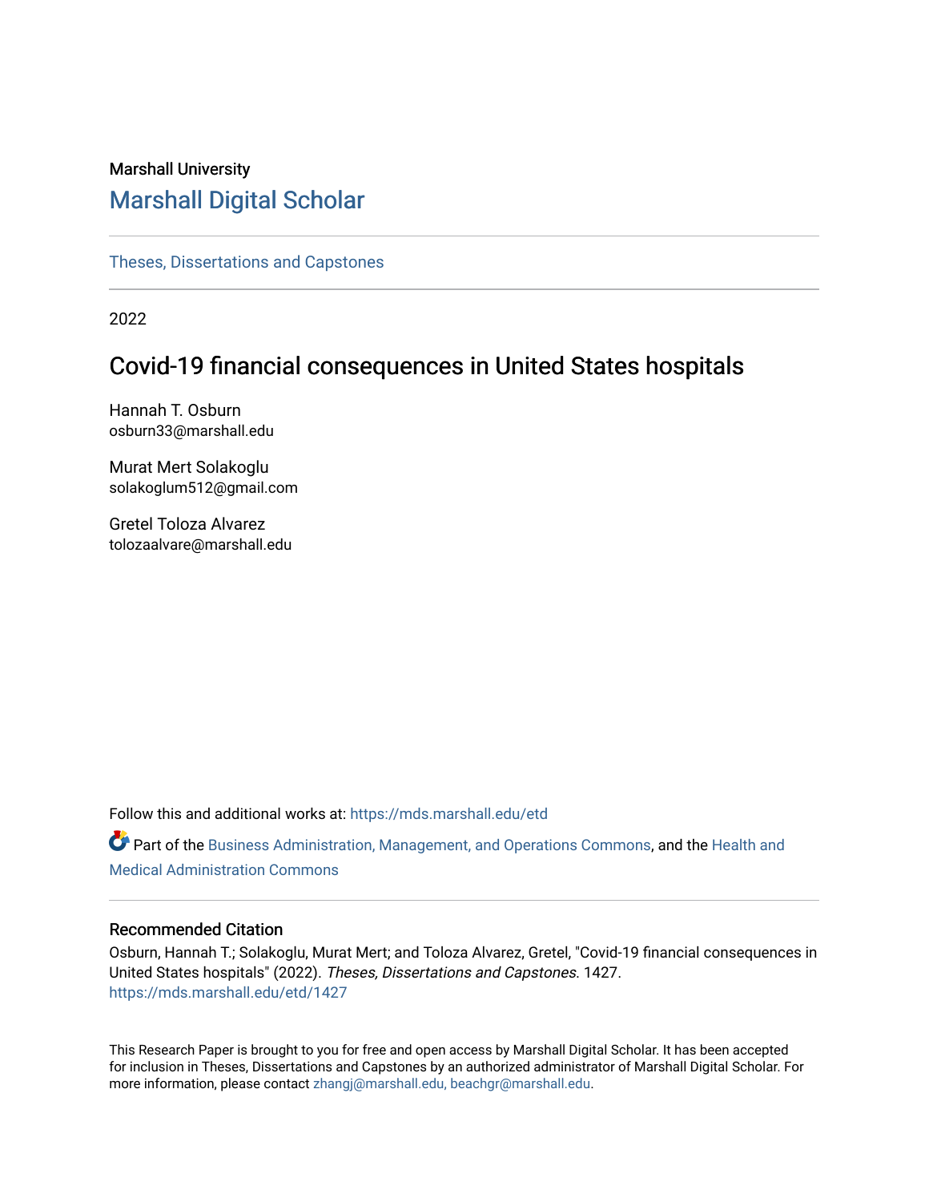Marshall University

# Marshall Digital Scholar

Theses, Dissertations and Capstones

2022

## Covid-19 financial consequences in United States hospitals

Hannah T. Osburn
osburn33@marshall.edu

Murat Mert Solakoglu
solakoglum512@gmail.com

Gretel Toloza Alvarez
tolozaalvare@marshall.edu

Follow this and additional works at: https://mds.marshall.edu/etd

Part of the Business Administration, Management, and Operations Commons, and the Health and Medical Administration Commons

### Recommended Citation

Osburn, Hannah T.; Solakoglu, Murat Mert; and Toloza Alvarez, Gretel, "Covid-19 financial consequences in United States hospitals" (2022). *Theses, Dissertations and Capstones*. 1427.
https://mds.marshall.edu/etd/1427

This Research Paper is brought to you for free and open access by Marshall Digital Scholar. It has been accepted for inclusion in Theses, Dissertations and Capstones by an authorized administrator of Marshall Digital Scholar. For more information, please contact zhangj@marshall.edu, beachgr@marshall.edu.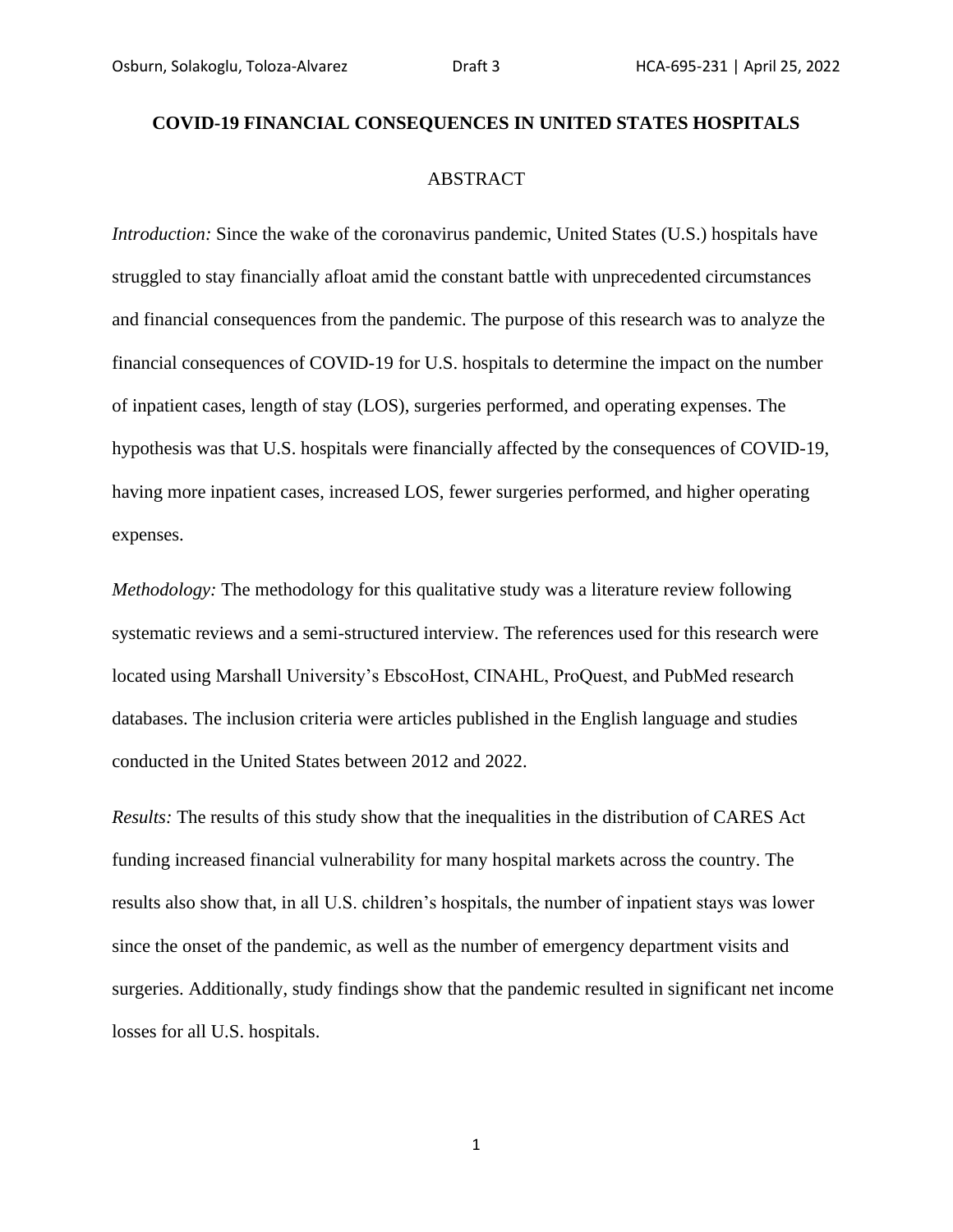**COVID-19 FINANCIAL CONSEQUENCES IN UNITED STATES HOSPITALS**

ABSTRACT

*Introduction:* Since the wake of the coronavirus pandemic, United States (U.S.) hospitals have struggled to stay financially afloat amid the constant battle with unprecedented circumstances and financial consequences from the pandemic. The purpose of this research was to analyze the financial consequences of COVID-19 for U.S. hospitals to determine the impact on the number of inpatient cases, length of stay (LOS), surgeries performed, and operating expenses. The hypothesis was that U.S. hospitals were financially affected by the consequences of COVID-19, having more inpatient cases, increased LOS, fewer surgeries performed, and higher operating expenses.

*Methodology:* The methodology for this qualitative study was a literature review following systematic reviews and a semi-structured interview. The references used for this research were located using Marshall University's EbscoHost, CINAHL, ProQuest, and PubMed research databases. The inclusion criteria were articles published in the English language and studies conducted in the United States between 2012 and 2022.

*Results:* The results of this study show that the inequalities in the distribution of CARES Act funding increased financial vulnerability for many hospital markets across the country. The results also show that, in all U.S. children's hospitals, the number of inpatient stays was lower since the onset of the pandemic, as well as the number of emergency department visits and surgeries. Additionally, study findings show that the pandemic resulted in significant net income losses for all U.S. hospitals.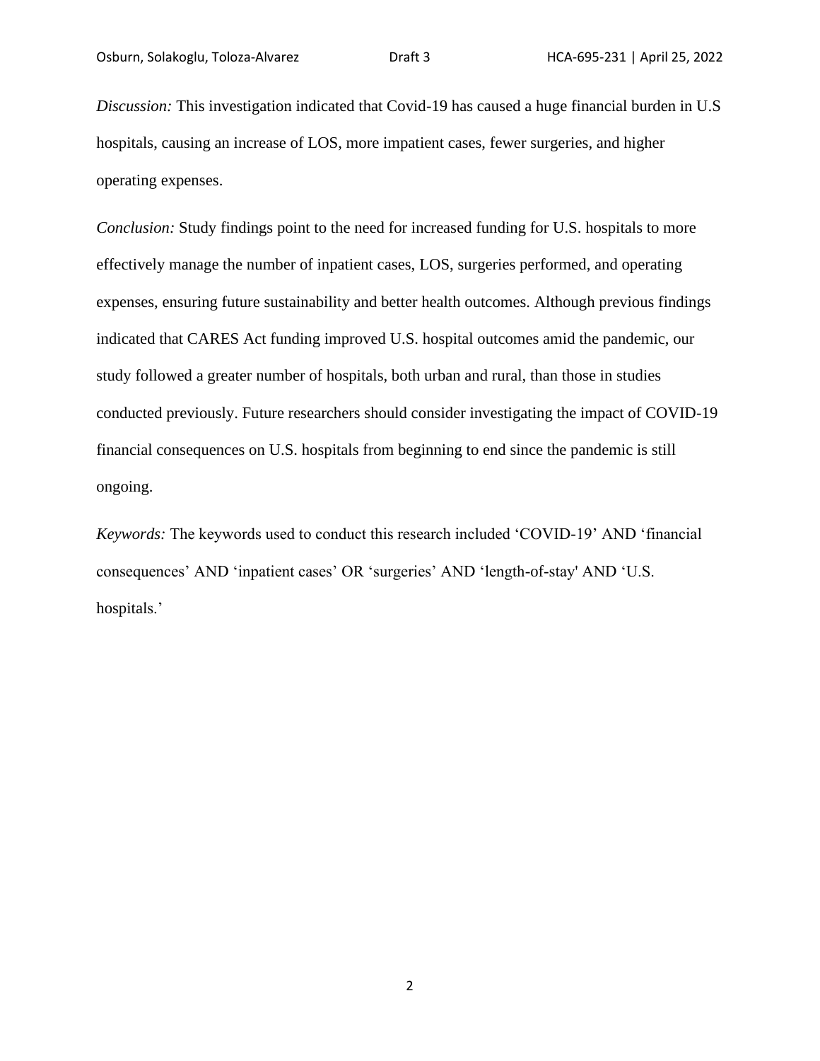*Discussion:* This investigation indicated that Covid-19 has caused a huge financial burden in U.S hospitals, causing an increase of LOS, more impatient cases, fewer surgeries, and higher operating expenses.

*Conclusion:* Study findings point to the need for increased funding for U.S. hospitals to more effectively manage the number of inpatient cases, LOS, surgeries performed, and operating expenses, ensuring future sustainability and better health outcomes. Although previous findings indicated that CARES Act funding improved U.S. hospital outcomes amid the pandemic, our study followed a greater number of hospitals, both urban and rural, than those in studies conducted previously. Future researchers should consider investigating the impact of COVID-19 financial consequences on U.S. hospitals from beginning to end since the pandemic is still ongoing.

*Keywords:* The keywords used to conduct this research included 'COVID-19' AND 'financial consequences' AND 'inpatient cases' OR 'surgeries' AND 'length-of-stay' AND 'U.S. hospitals.'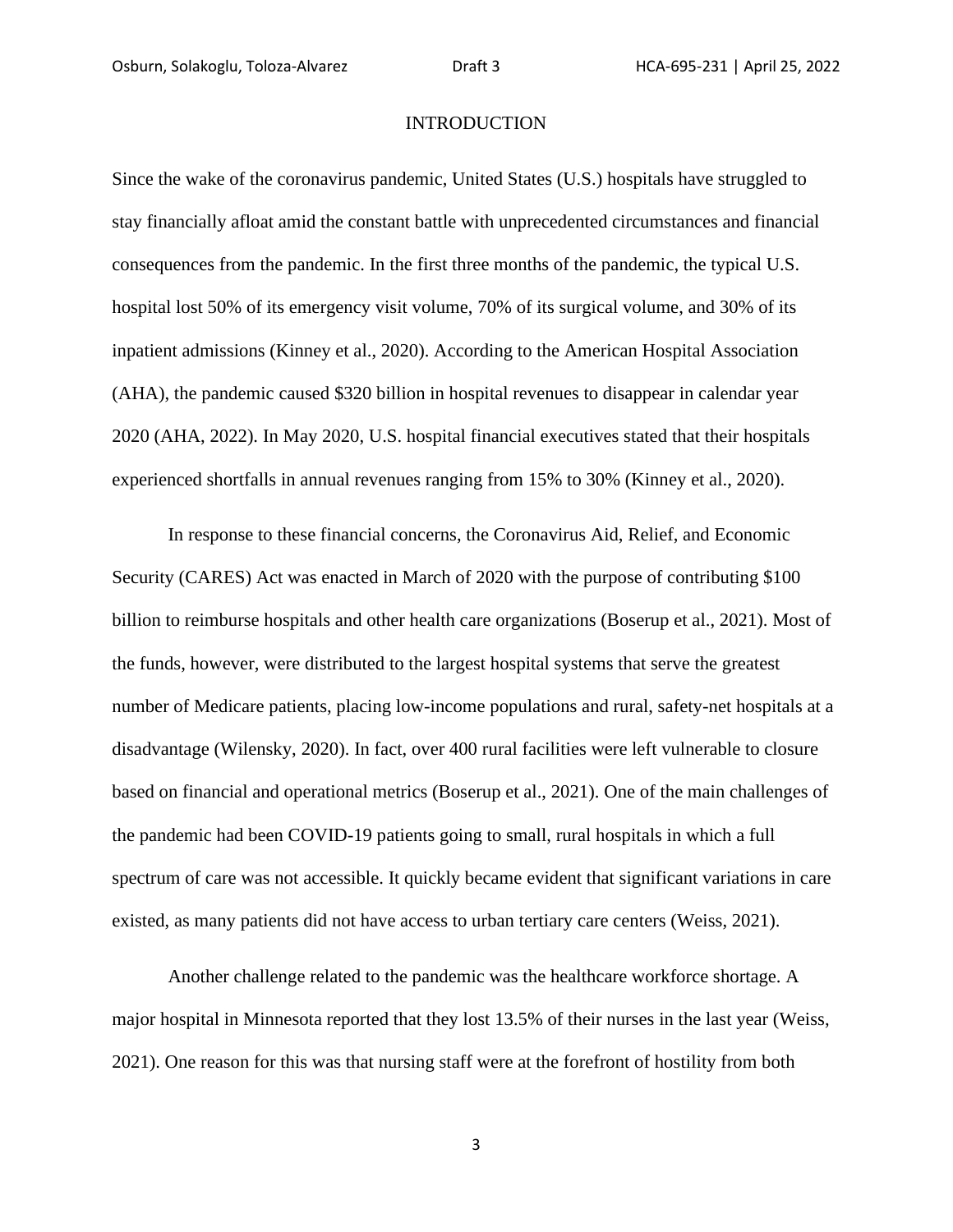# INTRODUCTION

Since the wake of the coronavirus pandemic, United States (U.S.) hospitals have struggled to stay financially afloat amid the constant battle with unprecedented circumstances and financial consequences from the pandemic. In the first three months of the pandemic, the typical U.S. hospital lost 50% of its emergency visit volume, 70% of its surgical volume, and 30% of its inpatient admissions (Kinney et al., 2020). According to the American Hospital Association (AHA), the pandemic caused $320 billion in hospital revenues to disappear in calendar year 2020 (AHA, 2022). In May 2020, U.S. hospital financial executives stated that their hospitals experienced shortfalls in annual revenues ranging from 15% to 30% (Kinney et al., 2020).

In response to these financial concerns, the Coronavirus Aid, Relief, and Economic Security (CARES) Act was enacted in March of 2020 with the purpose of contributing $100 billion to reimburse hospitals and other health care organizations (Boserup et al., 2021). Most of the funds, however, were distributed to the largest hospital systems that serve the greatest number of Medicare patients, placing low-income populations and rural, safety-net hospitals at a disadvantage (Wilensky, 2020). In fact, over 400 rural facilities were left vulnerable to closure based on financial and operational metrics (Boserup et al., 2021). One of the main challenges of the pandemic had been COVID-19 patients going to small, rural hospitals in which a full spectrum of care was not accessible. It quickly became evident that significant variations in care existed, as many patients did not have access to urban tertiary care centers (Weiss, 2021).

Another challenge related to the pandemic was the healthcare workforce shortage. A major hospital in Minnesota reported that they lost 13.5% of their nurses in the last year (Weiss, 2021). One reason for this was that nursing staff were at the forefront of hostility from both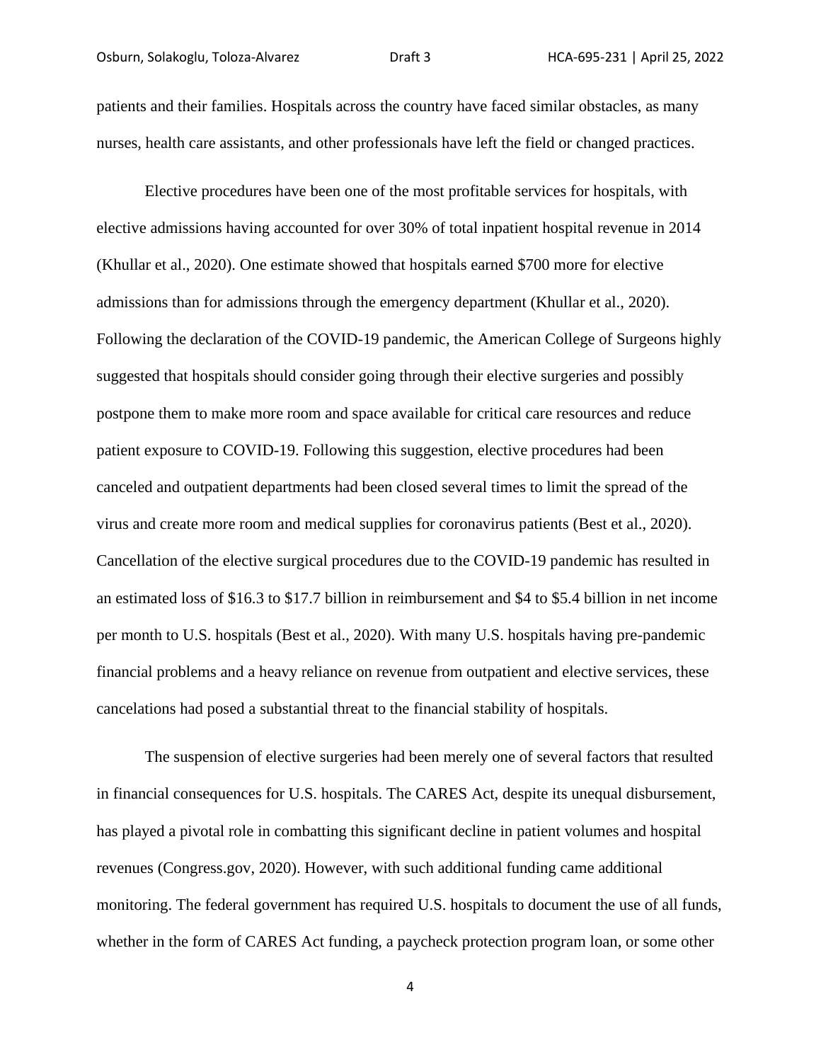patients and their families. Hospitals across the country have faced similar obstacles, as many nurses, health care assistants, and other professionals have left the field or changed practices.

Elective procedures have been one of the most profitable services for hospitals, with elective admissions having accounted for over 30% of total inpatient hospital revenue in 2014 (Khullar et al., 2020). One estimate showed that hospitals earned $700 more for elective admissions than for admissions through the emergency department (Khullar et al., 2020). Following the declaration of the COVID-19 pandemic, the American College of Surgeons highly suggested that hospitals should consider going through their elective surgeries and possibly postpone them to make more room and space available for critical care resources and reduce patient exposure to COVID-19. Following this suggestion, elective procedures had been canceled and outpatient departments had been closed several times to limit the spread of the virus and create more room and medical supplies for coronavirus patients (Best et al., 2020). Cancellation of the elective surgical procedures due to the COVID-19 pandemic has resulted in an estimated loss of $16.3 to $17.7 billion in reimbursement and $4 to $5.4 billion in net income per month to U.S. hospitals (Best et al., 2020). With many U.S. hospitals having pre-pandemic financial problems and a heavy reliance on revenue from outpatient and elective services, these cancelations had posed a substantial threat to the financial stability of hospitals.

The suspension of elective surgeries had been merely one of several factors that resulted in financial consequences for U.S. hospitals. The CARES Act, despite its unequal disbursement, has played a pivotal role in combatting this significant decline in patient volumes and hospital revenues (Congress.gov, 2020). However, with such additional funding came additional monitoring. The federal government has required U.S. hospitals to document the use of all funds, whether in the form of CARES Act funding, a paycheck protection program loan, or some other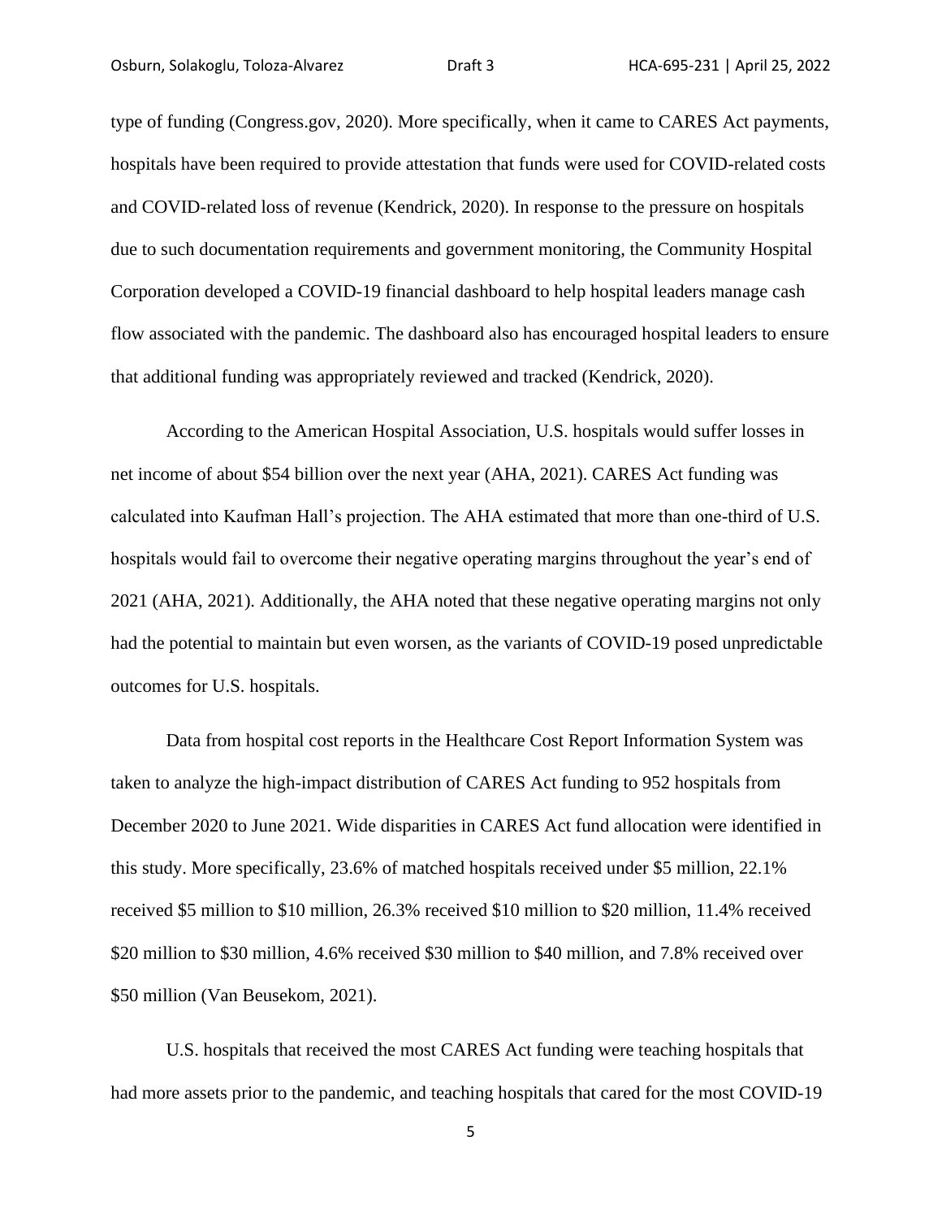type of funding (Congress.gov, 2020). More specifically, when it came to CARES Act payments, hospitals have been required to provide attestation that funds were used for COVID-related costs and COVID-related loss of revenue (Kendrick, 2020). In response to the pressure on hospitals due to such documentation requirements and government monitoring, the Community Hospital Corporation developed a COVID-19 financial dashboard to help hospital leaders manage cash flow associated with the pandemic. The dashboard also has encouraged hospital leaders to ensure that additional funding was appropriately reviewed and tracked (Kendrick, 2020).

According to the American Hospital Association, U.S. hospitals would suffer losses in net income of about $54 billion over the next year (AHA, 2021). CARES Act funding was calculated into Kaufman Hall's projection. The AHA estimated that more than one-third of U.S. hospitals would fail to overcome their negative operating margins throughout the year's end of 2021 (AHA, 2021). Additionally, the AHA noted that these negative operating margins not only had the potential to maintain but even worsen, as the variants of COVID-19 posed unpredictable outcomes for U.S. hospitals.

Data from hospital cost reports in the Healthcare Cost Report Information System was taken to analyze the high-impact distribution of CARES Act funding to 952 hospitals from December 2020 to June 2021. Wide disparities in CARES Act fund allocation were identified in this study. More specifically, 23.6% of matched hospitals received under $5 million, 22.1% received $5 million to $10 million, 26.3% received $10 million to $20 million, 11.4% received $20 million to $30 million, 4.6% received $30 million to $40 million, and 7.8% received over $50 million (Van Beusekom, 2021).

U.S. hospitals that received the most CARES Act funding were teaching hospitals that had more assets prior to the pandemic, and teaching hospitals that cared for the most COVID-19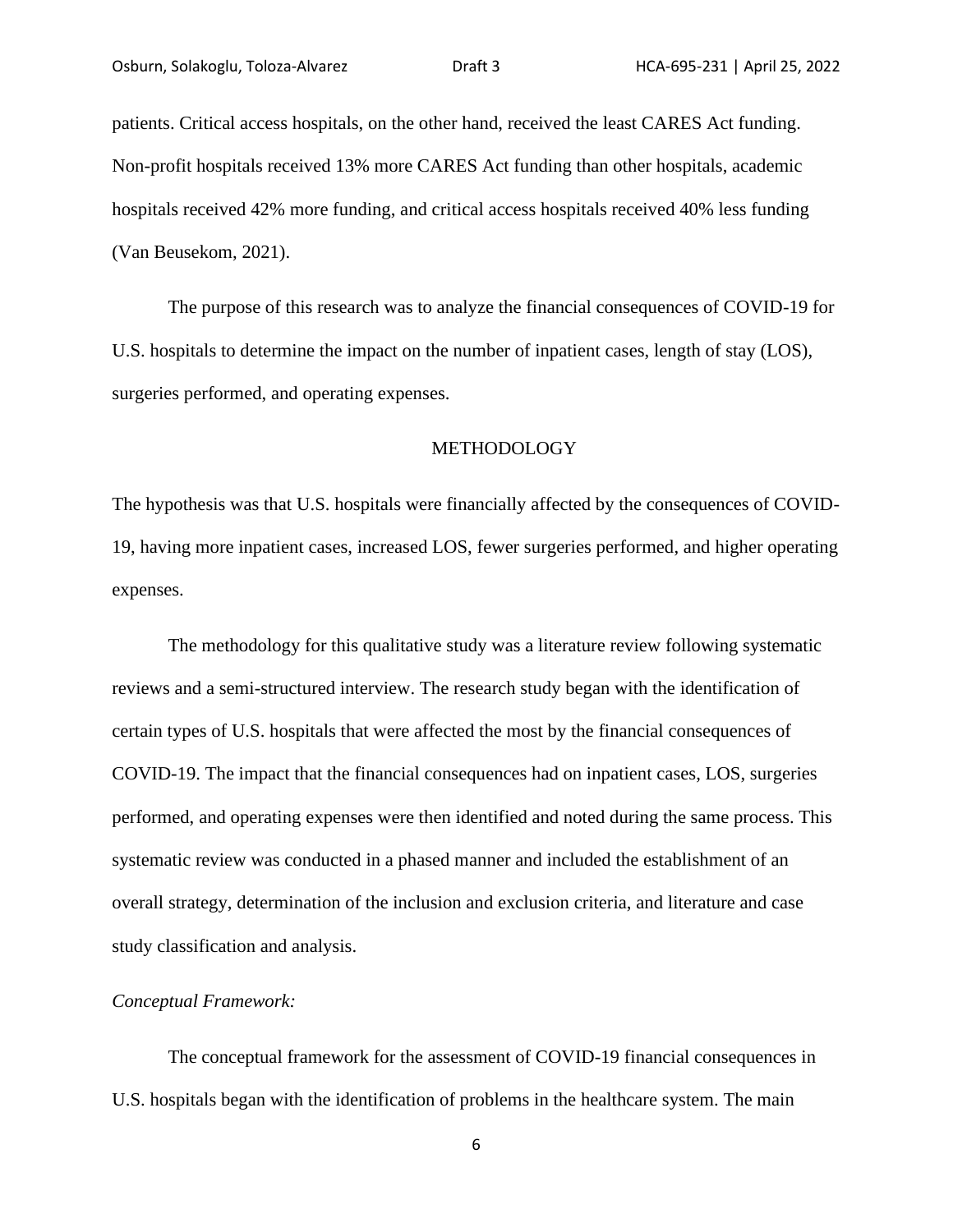patients. Critical access hospitals, on the other hand, received the least CARES Act funding. Non-profit hospitals received 13% more CARES Act funding than other hospitals, academic hospitals received 42% more funding, and critical access hospitals received 40% less funding (Van Beusekom, 2021).

The purpose of this research was to analyze the financial consequences of COVID-19 for U.S. hospitals to determine the impact on the number of inpatient cases, length of stay (LOS), surgeries performed, and operating expenses.

## METHODOLOGY

The hypothesis was that U.S. hospitals were financially affected by the consequences of COVID-19, having more inpatient cases, increased LOS, fewer surgeries performed, and higher operating expenses.

The methodology for this qualitative study was a literature review following systematic reviews and a semi-structured interview. The research study began with the identification of certain types of U.S. hospitals that were affected the most by the financial consequences of COVID-19. The impact that the financial consequences had on inpatient cases, LOS, surgeries performed, and operating expenses were then identified and noted during the same process. This systematic review was conducted in a phased manner and included the establishment of an overall strategy, determination of the inclusion and exclusion criteria, and literature and case study classification and analysis.

### *Conceptual Framework:*

The conceptual framework for the assessment of COVID-19 financial consequences in U.S. hospitals began with the identification of problems in the healthcare system. The main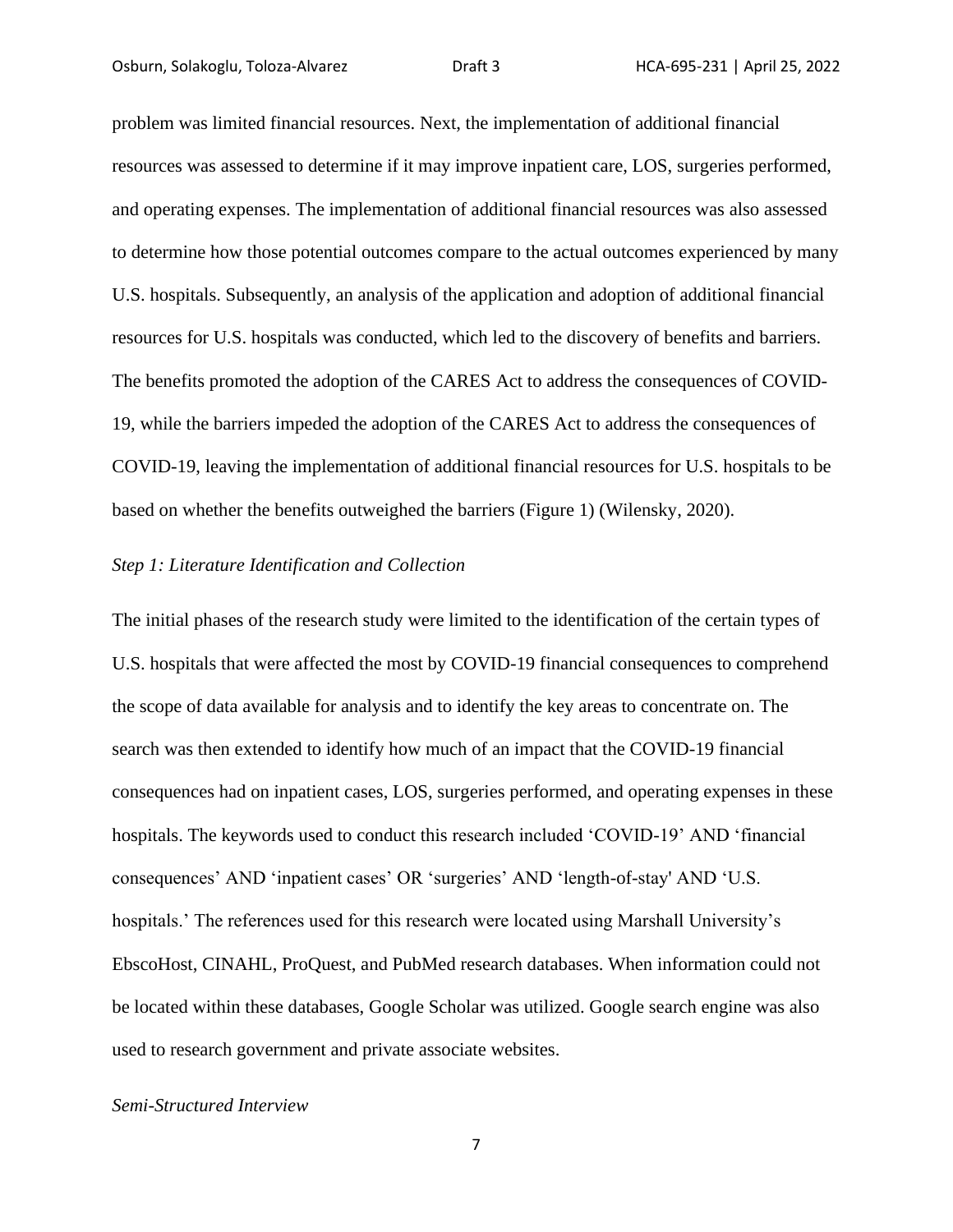problem was limited financial resources. Next, the implementation of additional financial resources was assessed to determine if it may improve inpatient care, LOS, surgeries performed, and operating expenses. The implementation of additional financial resources was also assessed to determine how those potential outcomes compare to the actual outcomes experienced by many U.S. hospitals. Subsequently, an analysis of the application and adoption of additional financial resources for U.S. hospitals was conducted, which led to the discovery of benefits and barriers. The benefits promoted the adoption of the CARES Act to address the consequences of COVID-19, while the barriers impeded the adoption of the CARES Act to address the consequences of COVID-19, leaving the implementation of additional financial resources for U.S. hospitals to be based on whether the benefits outweighed the barriers (Figure 1) (Wilensky, 2020).

*Step 1: Literature Identification and Collection*

The initial phases of the research study were limited to the identification of the certain types of U.S. hospitals that were affected the most by COVID-19 financial consequences to comprehend the scope of data available for analysis and to identify the key areas to concentrate on. The search was then extended to identify how much of an impact that the COVID-19 financial consequences had on inpatient cases, LOS, surgeries performed, and operating expenses in these hospitals. The keywords used to conduct this research included 'COVID-19' AND 'financial consequences' AND 'inpatient cases' OR 'surgeries' AND 'length-of-stay' AND 'U.S. hospitals.' The references used for this research were located using Marshall University's EbscoHost, CINAHL, ProQuest, and PubMed research databases. When information could not be located within these databases, Google Scholar was utilized. Google search engine was also used to research government and private associate websites.

*Semi-Structured Interview*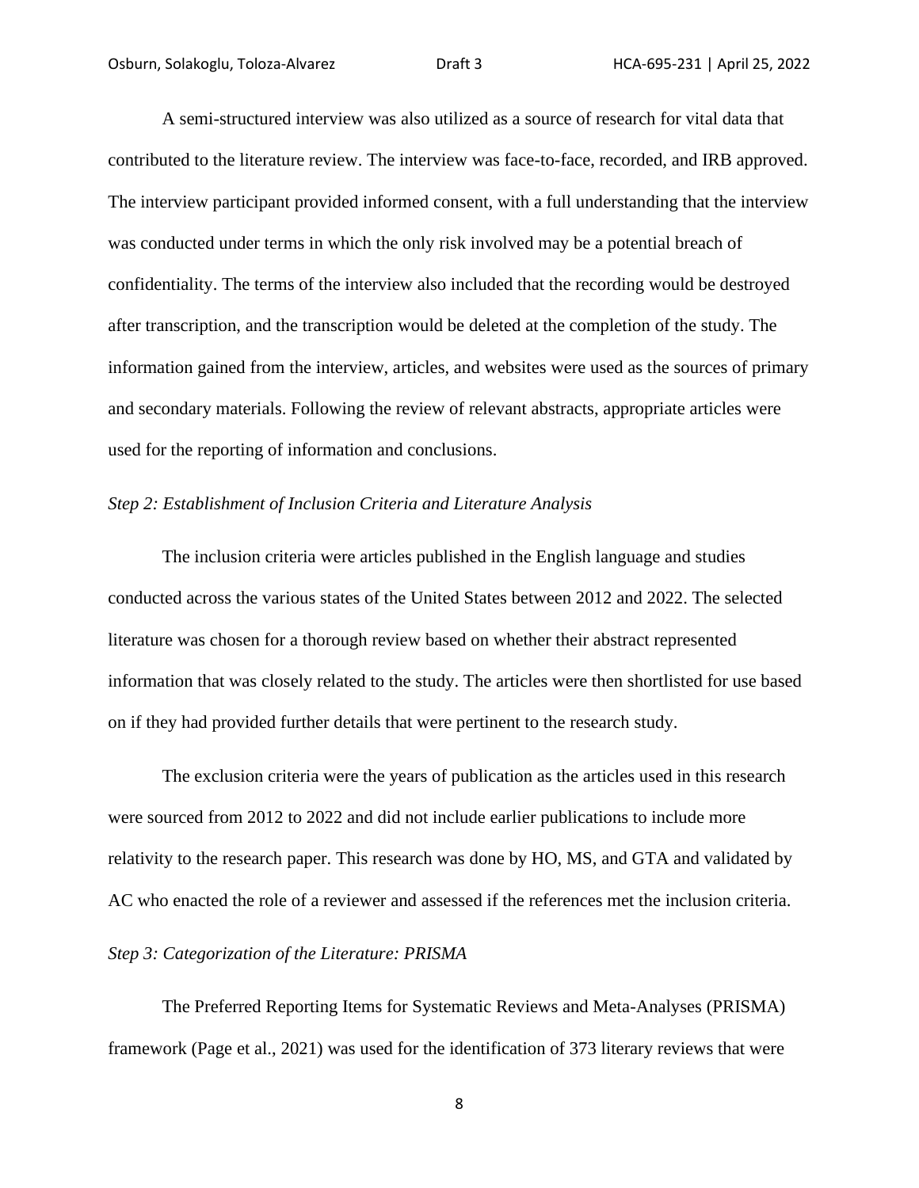A semi-structured interview was also utilized as a source of research for vital data that contributed to the literature review. The interview was face-to-face, recorded, and IRB approved. The interview participant provided informed consent, with a full understanding that the interview was conducted under terms in which the only risk involved may be a potential breach of confidentiality. The terms of the interview also included that the recording would be destroyed after transcription, and the transcription would be deleted at the completion of the study. The information gained from the interview, articles, and websites were used as the sources of primary and secondary materials. Following the review of relevant abstracts, appropriate articles were used for the reporting of information and conclusions.

*Step 2: Establishment of Inclusion Criteria and Literature Analysis*

The inclusion criteria were articles published in the English language and studies conducted across the various states of the United States between 2012 and 2022. The selected literature was chosen for a thorough review based on whether their abstract represented information that was closely related to the study. The articles were then shortlisted for use based on if they had provided further details that were pertinent to the research study.

The exclusion criteria were the years of publication as the articles used in this research were sourced from 2012 to 2022 and did not include earlier publications to include more relativity to the research paper. This research was done by HO, MS, and GTA and validated by AC who enacted the role of a reviewer and assessed if the references met the inclusion criteria.

*Step 3: Categorization of the Literature: PRISMA*

The Preferred Reporting Items for Systematic Reviews and Meta-Analyses (PRISMA) framework (Page et al., 2021) was used for the identification of 373 literary reviews that were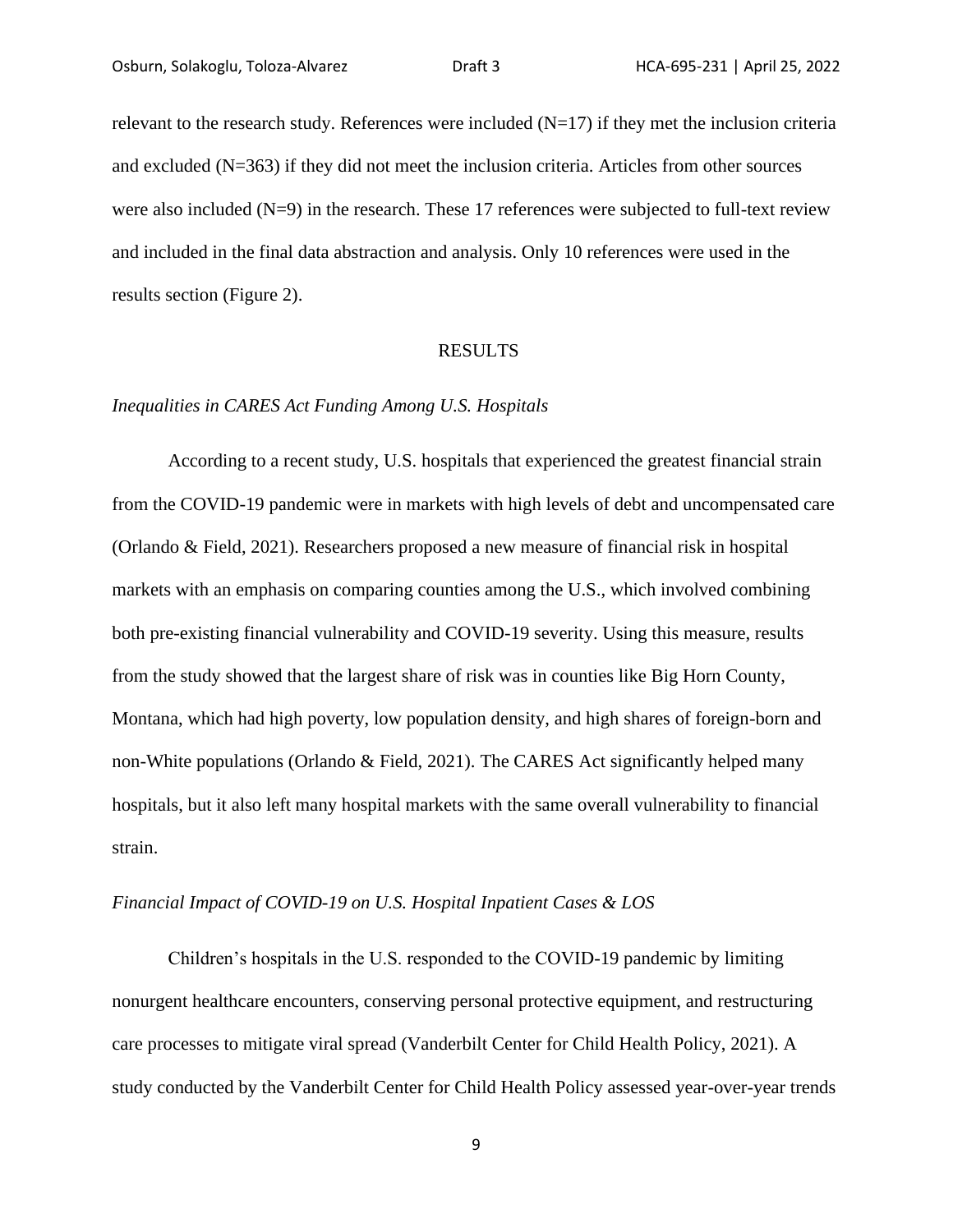relevant to the research study. References were included (N=17) if they met the inclusion criteria and excluded (N=363) if they did not meet the inclusion criteria. Articles from other sources were also included (N=9) in the research. These 17 references were subjected to full-text review and included in the final data abstraction and analysis. Only 10 references were used in the results section (Figure 2).

## RESULTS

### *Inequalities in CARES Act Funding Among U.S. Hospitals*

According to a recent study, U.S. hospitals that experienced the greatest financial strain from the COVID-19 pandemic were in markets with high levels of debt and uncompensated care (Orlando & Field, 2021). Researchers proposed a new measure of financial risk in hospital markets with an emphasis on comparing counties among the U.S., which involved combining both pre-existing financial vulnerability and COVID-19 severity. Using this measure, results from the study showed that the largest share of risk was in counties like Big Horn County, Montana, which had high poverty, low population density, and high shares of foreign-born and non-White populations (Orlando & Field, 2021). The CARES Act significantly helped many hospitals, but it also left many hospital markets with the same overall vulnerability to financial strain.

### *Financial Impact of COVID-19 on U.S. Hospital Inpatient Cases & LOS*

Children's hospitals in the U.S. responded to the COVID-19 pandemic by limiting nonurgent healthcare encounters, conserving personal protective equipment, and restructuring care processes to mitigate viral spread (Vanderbilt Center for Child Health Policy, 2021). A study conducted by the Vanderbilt Center for Child Health Policy assessed year-over-year trends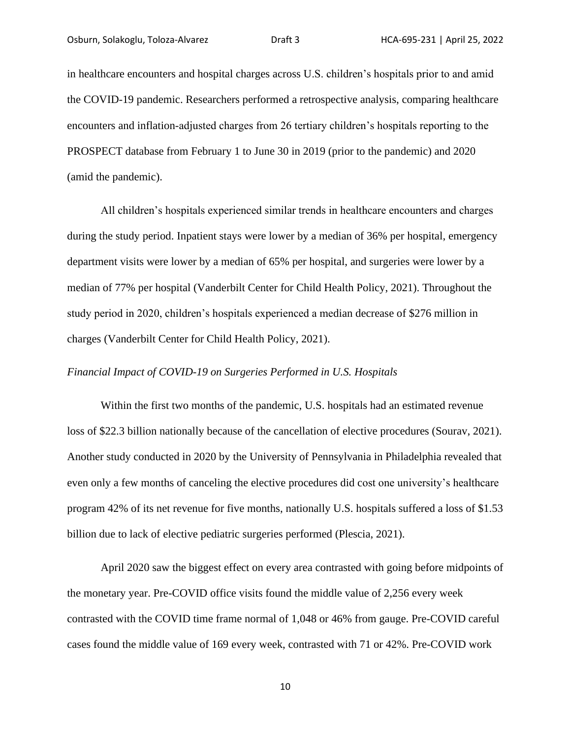in healthcare encounters and hospital charges across U.S. children's hospitals prior to and amid the COVID-19 pandemic. Researchers performed a retrospective analysis, comparing healthcare encounters and inflation-adjusted charges from 26 tertiary children's hospitals reporting to the PROSPECT database from February 1 to June 30 in 2019 (prior to the pandemic) and 2020 (amid the pandemic).

All children's hospitals experienced similar trends in healthcare encounters and charges during the study period. Inpatient stays were lower by a median of 36% per hospital, emergency department visits were lower by a median of 65% per hospital, and surgeries were lower by a median of 77% per hospital (Vanderbilt Center for Child Health Policy, 2021). Throughout the study period in 2020, children's hospitals experienced a median decrease of $276 million in charges (Vanderbilt Center for Child Health Policy, 2021).

*Financial Impact of COVID-19 on Surgeries Performed in U.S. Hospitals*

Within the first two months of the pandemic, U.S. hospitals had an estimated revenue loss of $22.3 billion nationally because of the cancellation of elective procedures (Sourav, 2021). Another study conducted in 2020 by the University of Pennsylvania in Philadelphia revealed that even only a few months of canceling the elective procedures did cost one university's healthcare program 42% of its net revenue for five months, nationally U.S. hospitals suffered a loss of $1.53 billion due to lack of elective pediatric surgeries performed (Plescia, 2021).

April 2020 saw the biggest effect on every area contrasted with going before midpoints of the monetary year. Pre-COVID office visits found the middle value of 2,256 every week contrasted with the COVID time frame normal of 1,048 or 46% from gauge. Pre-COVID careful cases found the middle value of 169 every week, contrasted with 71 or 42%. Pre-COVID work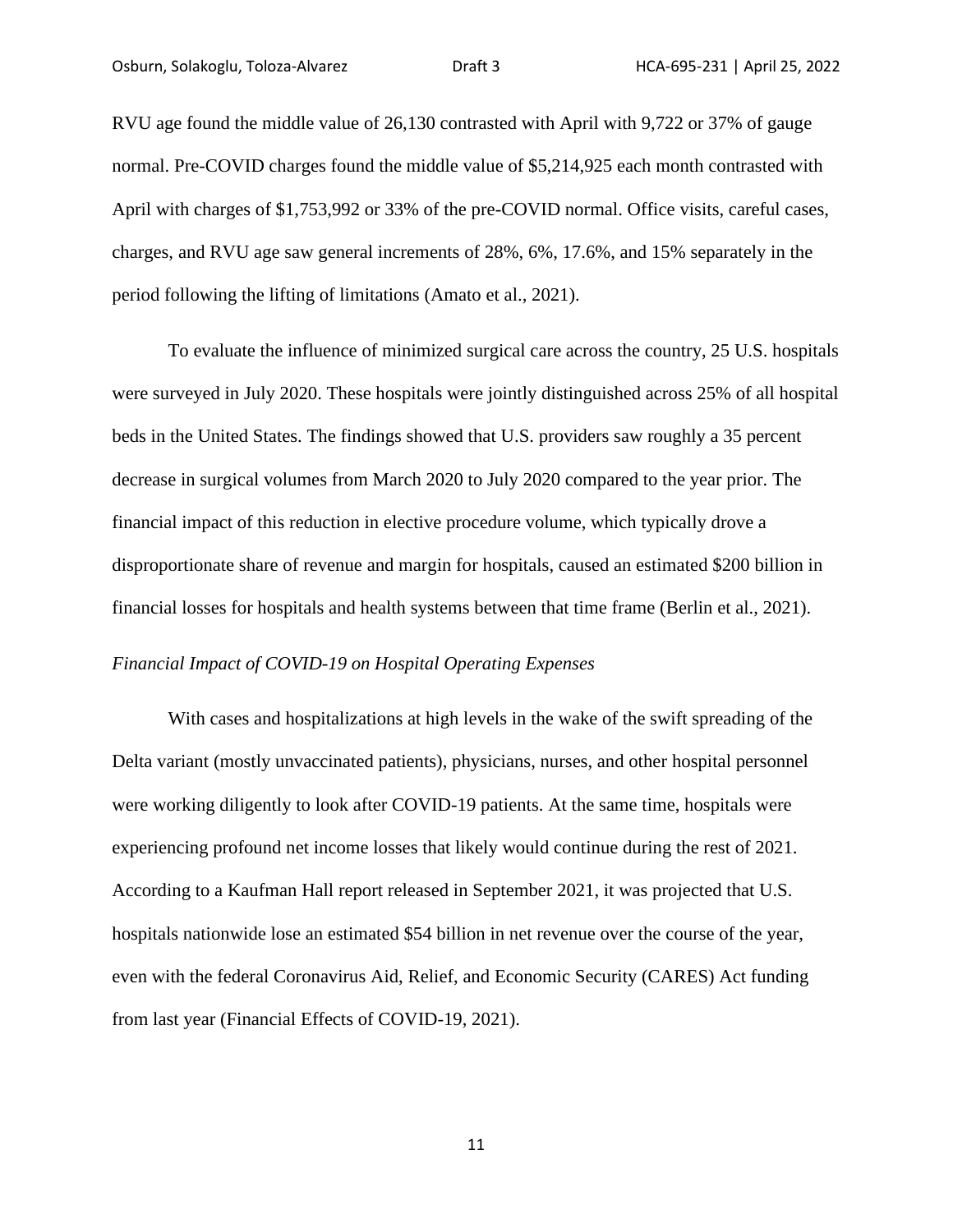RVU age found the middle value of 26,130 contrasted with April with 9,722 or 37% of gauge normal. Pre-COVID charges found the middle value of $5,214,925 each month contrasted with April with charges of $1,753,992 or 33% of the pre-COVID normal. Office visits, careful cases, charges, and RVU age saw general increments of 28%, 6%, 17.6%, and 15% separately in the period following the lifting of limitations (Amato et al., 2021).

To evaluate the influence of minimized surgical care across the country, 25 U.S. hospitals were surveyed in July 2020. These hospitals were jointly distinguished across 25% of all hospital beds in the United States. The findings showed that U.S. providers saw roughly a 35 percent decrease in surgical volumes from March 2020 to July 2020 compared to the year prior. The financial impact of this reduction in elective procedure volume, which typically drove a disproportionate share of revenue and margin for hospitals, caused an estimated $200 billion in financial losses for hospitals and health systems between that time frame (Berlin et al., 2021).

*Financial Impact of COVID-19 on Hospital Operating Expenses*

With cases and hospitalizations at high levels in the wake of the swift spreading of the Delta variant (mostly unvaccinated patients), physicians, nurses, and other hospital personnel were working diligently to look after COVID-19 patients. At the same time, hospitals were experiencing profound net income losses that likely would continue during the rest of 2021. According to a Kaufman Hall report released in September 2021, it was projected that U.S. hospitals nationwide lose an estimated $54 billion in net revenue over the course of the year, even with the federal Coronavirus Aid, Relief, and Economic Security (CARES) Act funding from last year (Financial Effects of COVID-19, 2021).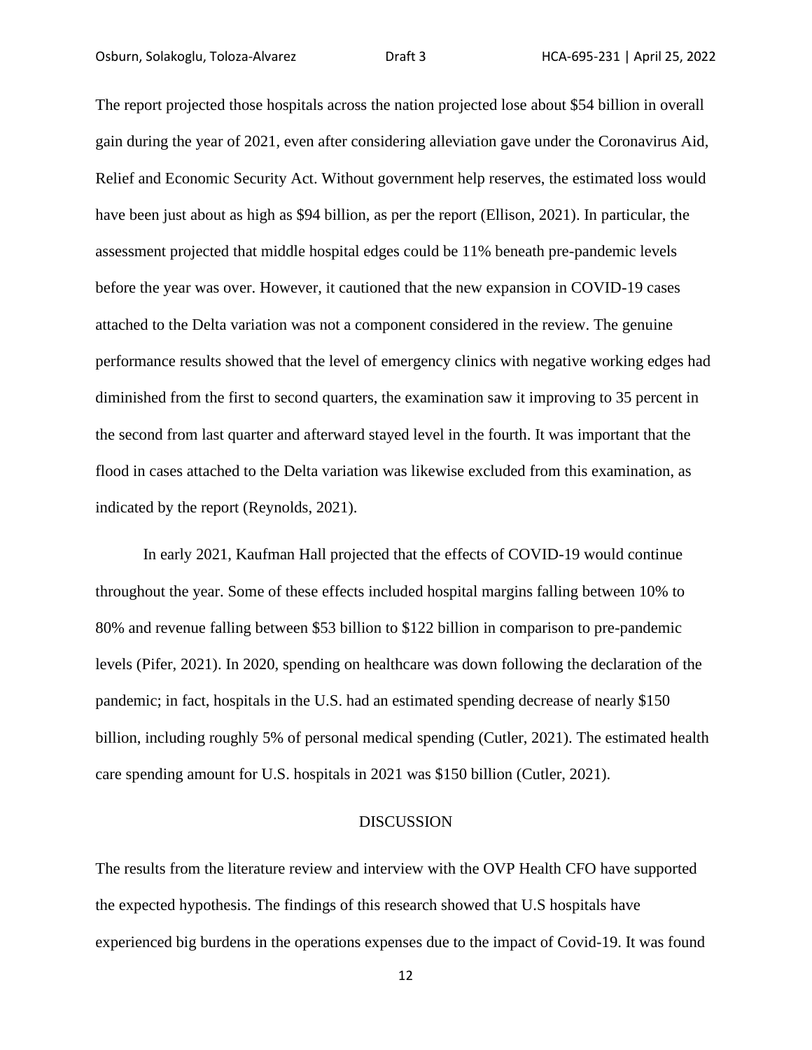The report projected those hospitals across the nation projected lose about $54 billion in overall gain during the year of 2021, even after considering alleviation gave under the Coronavirus Aid, Relief and Economic Security Act. Without government help reserves, the estimated loss would have been just about as high as $94 billion, as per the report (Ellison, 2021). In particular, the assessment projected that middle hospital edges could be 11% beneath pre-pandemic levels before the year was over. However, it cautioned that the new expansion in COVID-19 cases attached to the Delta variation was not a component considered in the review. The genuine performance results showed that the level of emergency clinics with negative working edges had diminished from the first to second quarters, the examination saw it improving to 35 percent in the second from last quarter and afterward stayed level in the fourth. It was important that the flood in cases attached to the Delta variation was likewise excluded from this examination, as indicated by the report (Reynolds, 2021).

In early 2021, Kaufman Hall projected that the effects of COVID-19 would continue throughout the year. Some of these effects included hospital margins falling between 10% to 80% and revenue falling between $53 billion to $122 billion in comparison to pre-pandemic levels (Pifer, 2021). In 2020, spending on healthcare was down following the declaration of the pandemic; in fact, hospitals in the U.S. had an estimated spending decrease of nearly $150 billion, including roughly 5% of personal medical spending (Cutler, 2021). The estimated health care spending amount for U.S. hospitals in 2021 was $150 billion (Cutler, 2021).

## DISCUSSION

The results from the literature review and interview with the OVP Health CFO have supported the expected hypothesis. The findings of this research showed that U.S hospitals have experienced big burdens in the operations expenses due to the impact of Covid-19. It was found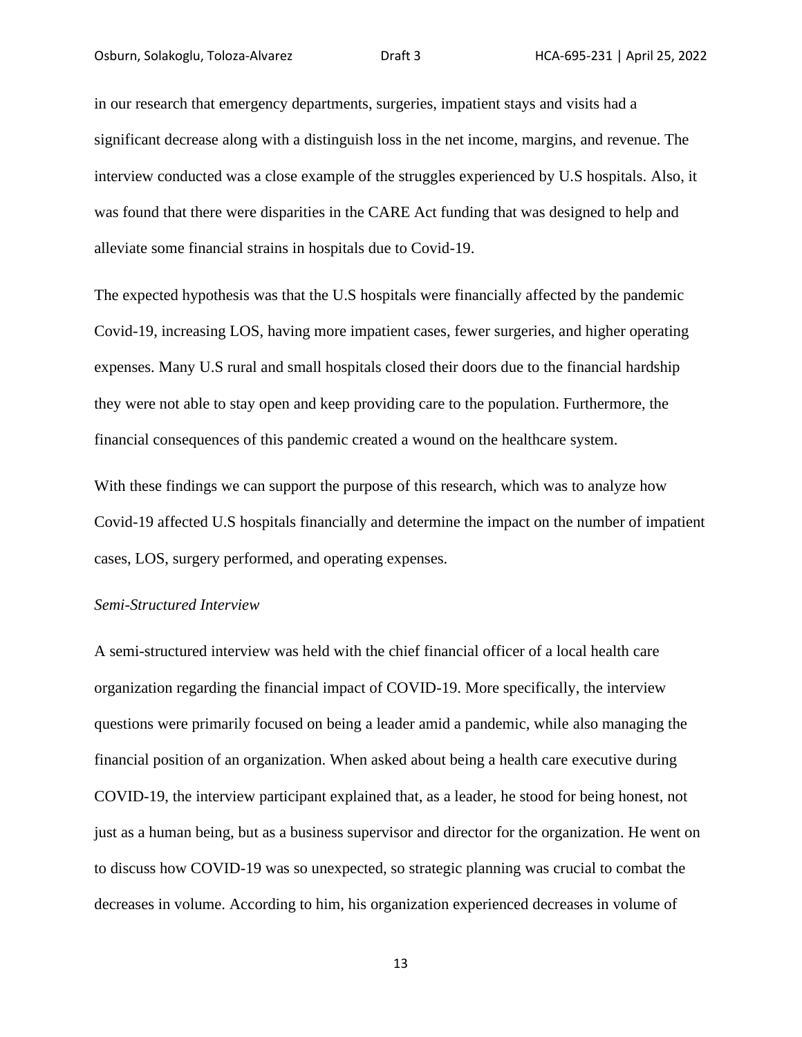in our research that emergency departments, surgeries, impatient stays and visits had a significant decrease along with a distinguish loss in the net income, margins, and revenue. The interview conducted was a close example of the struggles experienced by U.S hospitals. Also, it was found that there were disparities in the CARE Act funding that was designed to help and alleviate some financial strains in hospitals due to Covid-19.

The expected hypothesis was that the U.S hospitals were financially affected by the pandemic Covid-19, increasing LOS, having more impatient cases, fewer surgeries, and higher operating expenses. Many U.S rural and small hospitals closed their doors due to the financial hardship they were not able to stay open and keep providing care to the population. Furthermore, the financial consequences of this pandemic created a wound on the healthcare system.

With these findings we can support the purpose of this research, which was to analyze how Covid-19 affected U.S hospitals financially and determine the impact on the number of impatient cases, LOS, surgery performed, and operating expenses.

*Semi-Structured Interview*

A semi-structured interview was held with the chief financial officer of a local health care organization regarding the financial impact of COVID-19. More specifically, the interview questions were primarily focused on being a leader amid a pandemic, while also managing the financial position of an organization. When asked about being a health care executive during COVID-19, the interview participant explained that, as a leader, he stood for being honest, not just as a human being, but as a business supervisor and director for the organization. He went on to discuss how COVID-19 was so unexpected, so strategic planning was crucial to combat the decreases in volume. According to him, his organization experienced decreases in volume of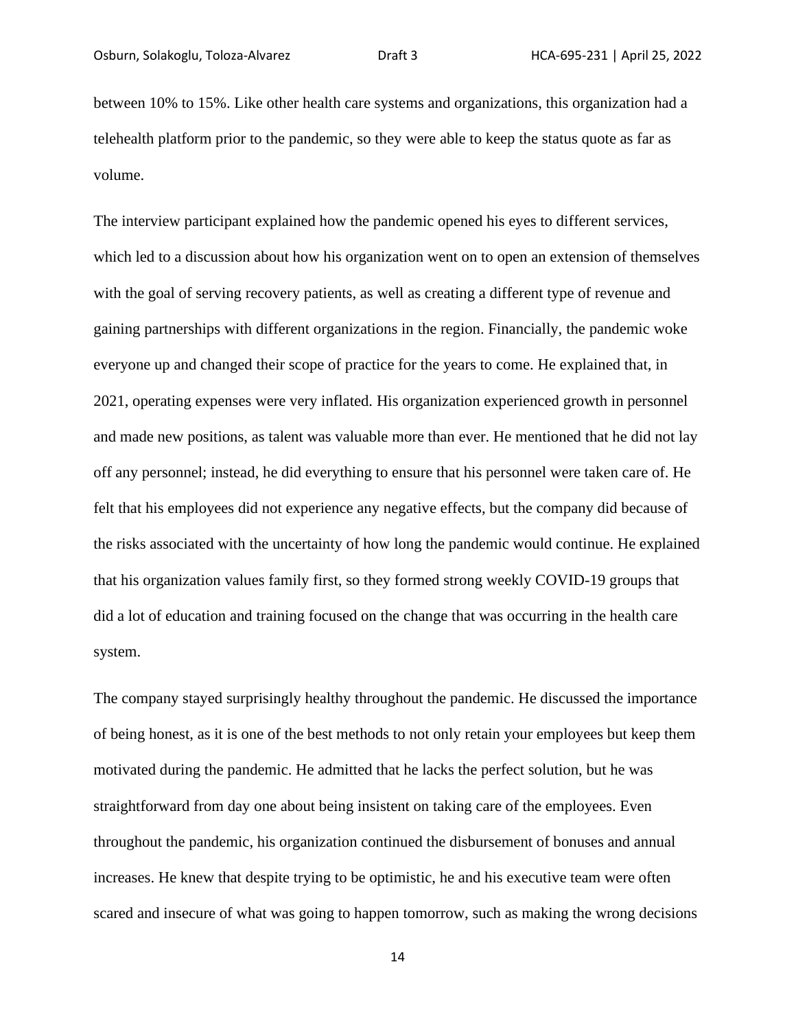between 10% to 15%. Like other health care systems and organizations, this organization had a telehealth platform prior to the pandemic, so they were able to keep the status quo as far as volume.

The interview participant explained how the pandemic opened his eyes to different services, which led to a discussion about how his organization went on to open an extension of themselves with the goal of serving recovery patients, as well as creating a different type of revenue and gaining partnerships with different organizations in the region. Financially, the pandemic woke everyone up and changed their scope of practice for the years to come. He explained that, in 2021, operating expenses were very inflated. His organization experienced growth in personnel and made new positions, as talent was valuable more than ever. He mentioned that he did not lay off any personnel; instead, he did everything to ensure that his personnel were taken care of. He felt that his employees did not experience any negative effects, but the company did because of the risks associated with the uncertainty of how long the pandemic would continue. He explained that his organization values family first, so they formed strong weekly COVID-19 groups that did a lot of education and training focused on the change that was occurring in the health care system.

The company stayed surprisingly healthy throughout the pandemic. He discussed the importance of being honest, as it is one of the best methods to not only retain your employees but keep them motivated during the pandemic. He admitted that he lacks the perfect solution, but he was straightforward from day one about being insistent on taking care of the employees. Even throughout the pandemic, his organization continued the disbursement of bonuses and annual increases. He knew that despite trying to be optimistic, he and his executive team were often scared and insecure of what was going to happen tomorrow, such as making the wrong decisions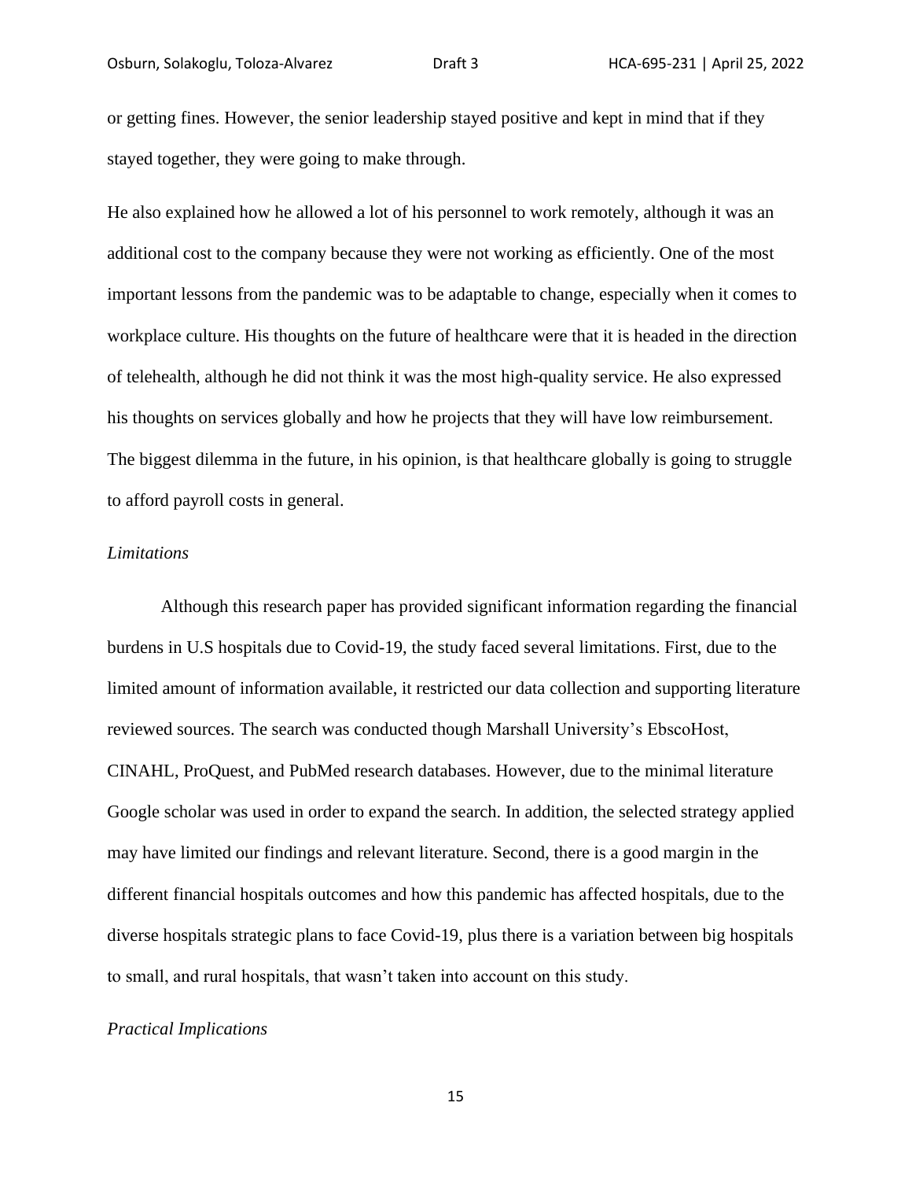or getting fines. However, the senior leadership stayed positive and kept in mind that if they stayed together, they were going to make through.

He also explained how he allowed a lot of his personnel to work remotely, although it was an additional cost to the company because they were not working as efficiently. One of the most important lessons from the pandemic was to be adaptable to change, especially when it comes to workplace culture. His thoughts on the future of healthcare were that it is headed in the direction of telehealth, although he did not think it was the most high-quality service. He also expressed his thoughts on services globally and how he projects that they will have low reimbursement. The biggest dilemma in the future, in his opinion, is that healthcare globally is going to struggle to afford payroll costs in general.

*Limitations*

Although this research paper has provided significant information regarding the financial burdens in U.S hospitals due to Covid-19, the study faced several limitations. First, due to the limited amount of information available, it restricted our data collection and supporting literature reviewed sources. The search was conducted though Marshall University's EbscoHost, CINAHL, ProQuest, and PubMed research databases. However, due to the minimal literature Google scholar was used in order to expand the search. In addition, the selected strategy applied may have limited our findings and relevant literature. Second, there is a good margin in the different financial hospitals outcomes and how this pandemic has affected hospitals, due to the diverse hospitals strategic plans to face Covid-19, plus there is a variation between big hospitals to small, and rural hospitals, that wasn't taken into account on this study.

*Practical Implications*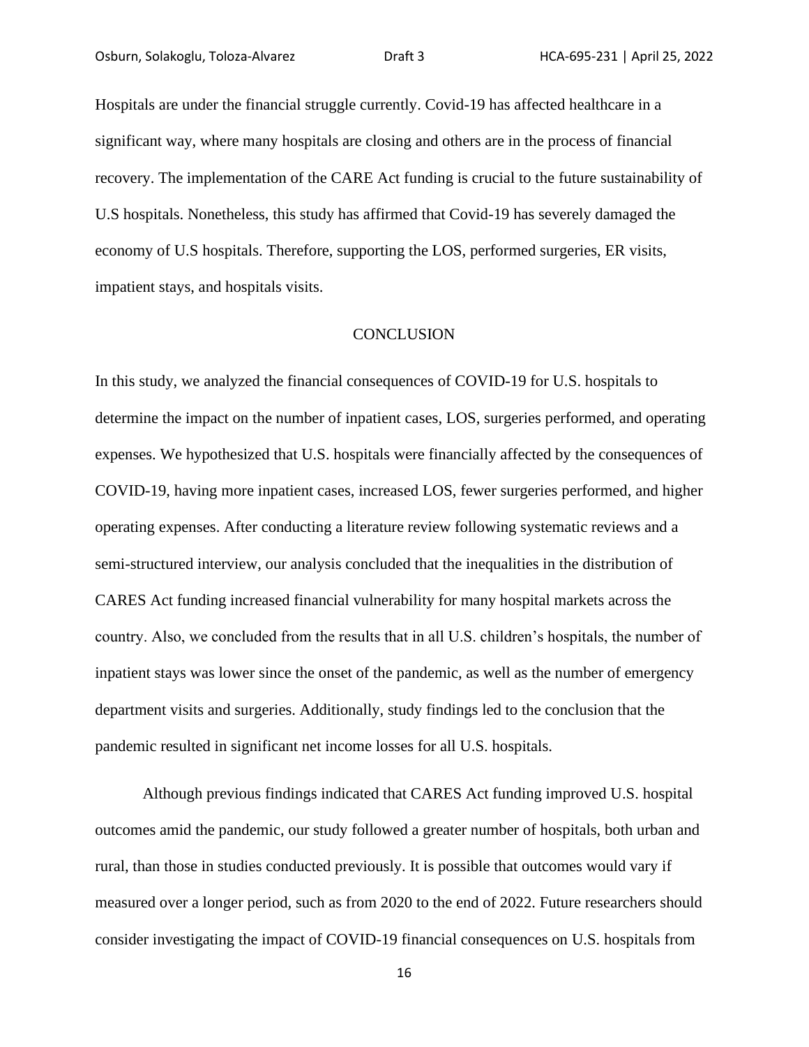Hospitals are under the financial struggle currently. Covid-19 has affected healthcare in a significant way, where many hospitals are closing and others are in the process of financial recovery. The implementation of the CARE Act funding is crucial to the future sustainability of U.S hospitals. Nonetheless, this study has affirmed that Covid-19 has severely damaged the economy of U.S hospitals. Therefore, supporting the LOS, performed surgeries, ER visits, impatient stays, and hospitals visits.

## CONCLUSION

In this study, we analyzed the financial consequences of COVID-19 for U.S. hospitals to determine the impact on the number of inpatient cases, LOS, surgeries performed, and operating expenses. We hypothesized that U.S. hospitals were financially affected by the consequences of COVID-19, having more inpatient cases, increased LOS, fewer surgeries performed, and higher operating expenses. After conducting a literature review following systematic reviews and a semi-structured interview, our analysis concluded that the inequalities in the distribution of CARES Act funding increased financial vulnerability for many hospital markets across the country. Also, we concluded from the results that in all U.S. children's hospitals, the number of inpatient stays was lower since the onset of the pandemic, as well as the number of emergency department visits and surgeries. Additionally, study findings led to the conclusion that the pandemic resulted in significant net income losses for all U.S. hospitals.

Although previous findings indicated that CARES Act funding improved U.S. hospital outcomes amid the pandemic, our study followed a greater number of hospitals, both urban and rural, than those in studies conducted previously. It is possible that outcomes would vary if measured over a longer period, such as from 2020 to the end of 2022. Future researchers should consider investigating the impact of COVID-19 financial consequences on U.S. hospitals from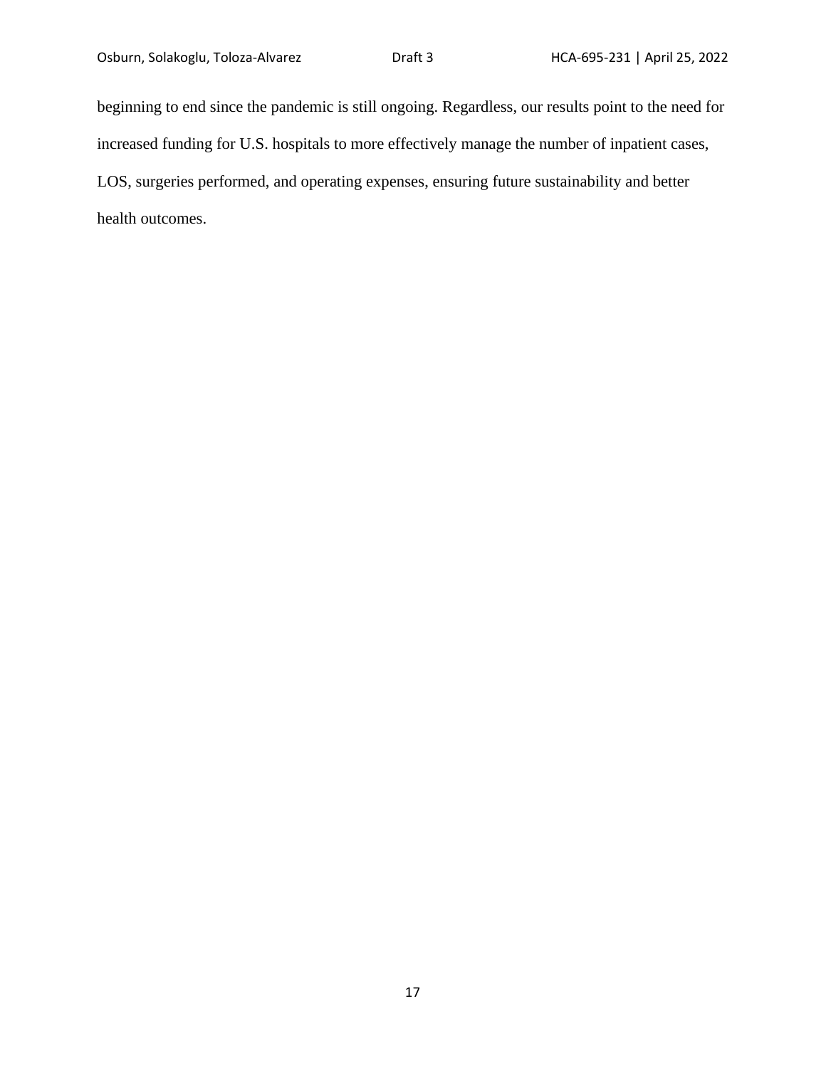beginning to end since the pandemic is still ongoing. Regardless, our results point to the need for increased funding for U.S. hospitals to more effectively manage the number of inpatient cases, LOS, surgeries performed, and operating expenses, ensuring future sustainability and better health outcomes.